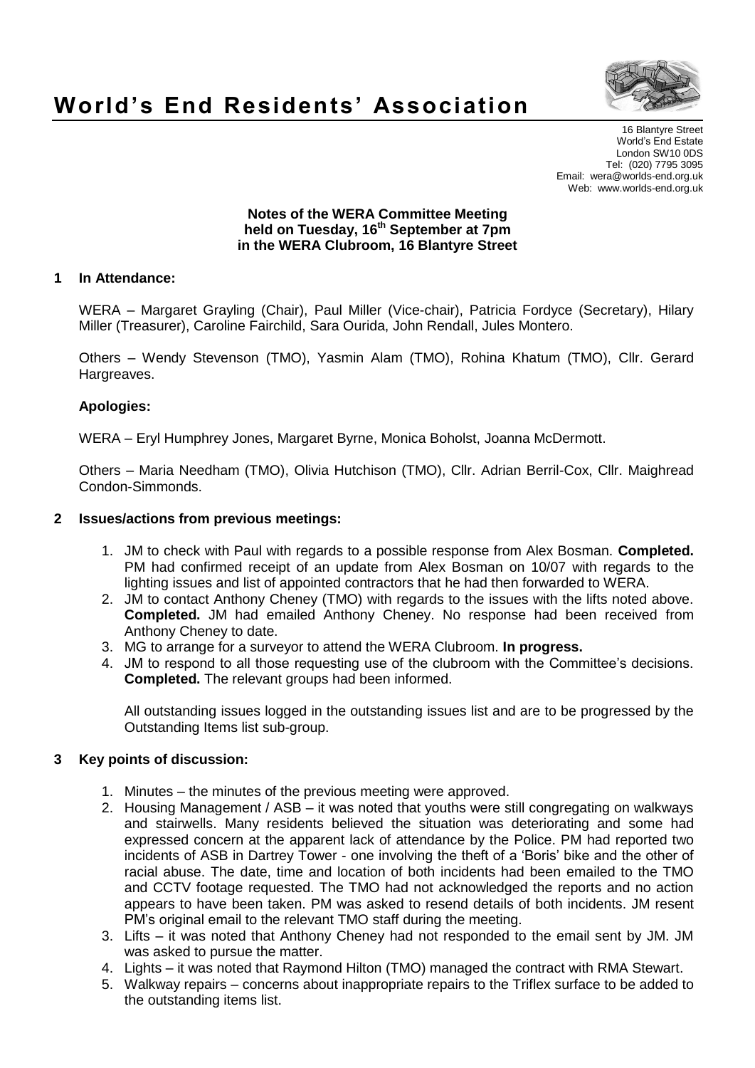# World's End Residents' Association

16 Blantyre Street
World's End Estate
London SW10 0DS
Tel: (020) 7795 3095
Email: wera@worlds-end.org.uk
Web: www.worlds-end.org.uk

**Notes of the WERA Committee Meeting**
**held on Tuesday, 16th September at 7pm**
**in the WERA Clubroom, 16 Blantyre Street**

## 1 In Attendance:

WERA – Margaret Grayling (Chair), Paul Miller (Vice-chair), Patricia Fordyce (Secretary), Hilary Miller (Treasurer), Caroline Fairchild, Sara Ourida, John Rendall, Jules Montero.

Others – Wendy Stevenson (TMO), Yasmin Alam (TMO), Rohina Khatum (TMO), Cllr. Gerard Hargreaves.

### Apologies:

WERA – Eryl Humphrey Jones, Margaret Byrne, Monica Boholst, Joanna McDermott.

Others – Maria Needham (TMO), Olivia Hutchison (TMO), Cllr. Adrian Berril-Cox, Cllr. Maighread Condon-Simmonds.

## 2 Issues/actions from previous meetings:

1. JM to check with Paul with regards to a possible response from Alex Bosman. **Completed.** PM had confirmed receipt of an update from Alex Bosman on 10/07 with regards to the lighting issues and list of appointed contractors that he had then forwarded to WERA.
2. JM to contact Anthony Cheney (TMO) with regards to the issues with the lifts noted above. **Completed.** JM had emailed Anthony Cheney. No response had been received from Anthony Cheney to date.
3. MG to arrange for a surveyor to attend the WERA Clubroom. **In progress.**
4. JM to respond to all those requesting use of the clubroom with the Committee's decisions. **Completed.** The relevant groups had been informed.

All outstanding issues logged in the outstanding issues list and are to be progressed by the Outstanding Items list sub-group.

## 3 Key points of discussion:

1. Minutes – the minutes of the previous meeting were approved.
2. Housing Management / ASB – it was noted that youths were still congregating on walkways and stairwells. Many residents believed the situation was deteriorating and some had expressed concern at the apparent lack of attendance by the Police. PM had reported two incidents of ASB in Dartrey Tower - one involving the theft of a 'Boris' bike and the other of racial abuse. The date, time and location of both incidents had been emailed to the TMO and CCTV footage requested. The TMO had not acknowledged the reports and no action appears to have been taken. PM was asked to resend details of both incidents. JM resent PM's original email to the relevant TMO staff during the meeting.
3. Lifts – it was noted that Anthony Cheney had not responded to the email sent by JM. JM was asked to pursue the matter.
4. Lights – it was noted that Raymond Hilton (TMO) managed the contract with RMA Stewart.
5. Walkway repairs – concerns about inappropriate repairs to the Triflex surface to be added to the outstanding items list.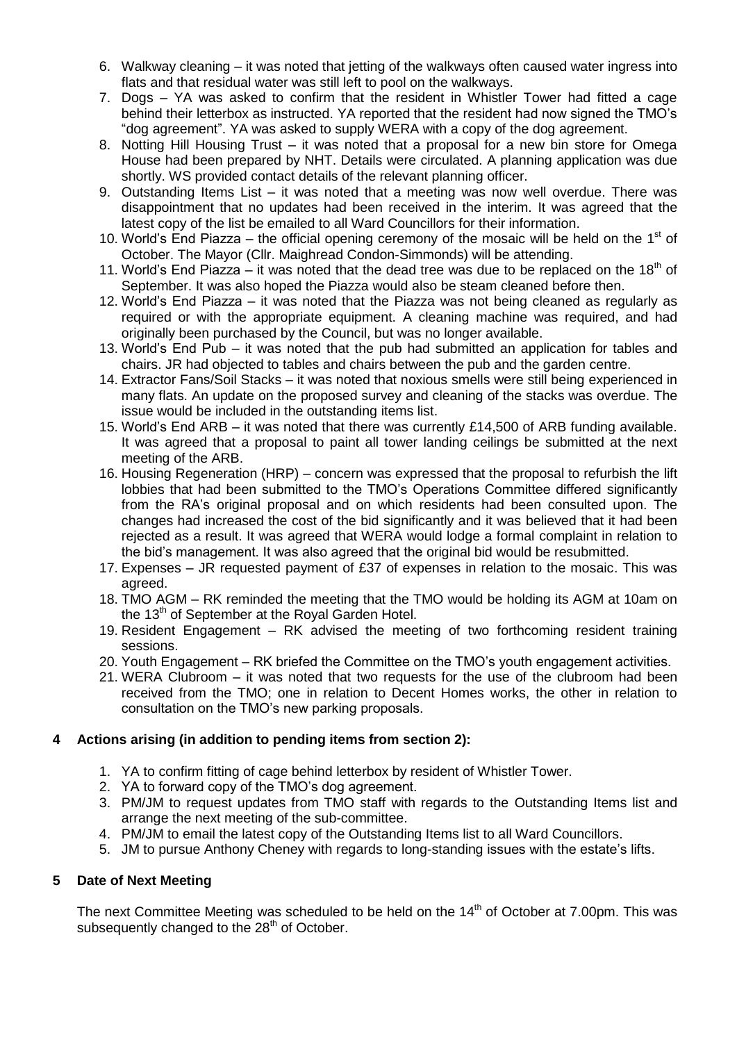6. Walkway cleaning – it was noted that jetting of the walkways often caused water ingress into flats and that residual water was still left to pool on the walkways.
7. Dogs – YA was asked to confirm that the resident in Whistler Tower had fitted a cage behind their letterbox as instructed. YA reported that the resident had now signed the TMO's "dog agreement". YA was asked to supply WERA with a copy of the dog agreement.
8. Notting Hill Housing Trust – it was noted that a proposal for a new bin store for Omega House had been prepared by NHT. Details were circulated. A planning application was due shortly. WS provided contact details of the relevant planning officer.
9. Outstanding Items List – it was noted that a meeting was now well overdue. There was disappointment that no updates had been received in the interim. It was agreed that the latest copy of the list be emailed to all Ward Councillors for their information.
10. World's End Piazza – the official opening ceremony of the mosaic will be held on the 1st of October. The Mayor (Cllr. Maighread Condon-Simmonds) will be attending.
11. World's End Piazza – it was noted that the dead tree was due to be replaced on the 18th of September. It was also hoped the Piazza would also be steam cleaned before then.
12. World's End Piazza – it was noted that the Piazza was not being cleaned as regularly as required or with the appropriate equipment. A cleaning machine was required, and had originally been purchased by the Council, but was no longer available.
13. World's End Pub – it was noted that the pub had submitted an application for tables and chairs. JR had objected to tables and chairs between the pub and the garden centre.
14. Extractor Fans/Soil Stacks – it was noted that noxious smells were still being experienced in many flats. An update on the proposed survey and cleaning of the stacks was overdue. The issue would be included in the outstanding items list.
15. World's End ARB – it was noted that there was currently £14,500 of ARB funding available. It was agreed that a proposal to paint all tower landing ceilings be submitted at the next meeting of the ARB.
16. Housing Regeneration (HRP) – concern was expressed that the proposal to refurbish the lift lobbies that had been submitted to the TMO's Operations Committee differed significantly from the RA's original proposal and on which residents had been consulted upon. The changes had increased the cost of the bid significantly and it was believed that it had been rejected as a result. It was agreed that WERA would lodge a formal complaint in relation to the bid's management. It was also agreed that the original bid would be resubmitted.
17. Expenses – JR requested payment of £37 of expenses in relation to the mosaic. This was agreed.
18. TMO AGM – RK reminded the meeting that the TMO would be holding its AGM at 10am on the 13th of September at the Royal Garden Hotel.
19. Resident Engagement – RK advised the meeting of two forthcoming resident training sessions.
20. Youth Engagement – RK briefed the Committee on the TMO's youth engagement activities.
21. WERA Clubroom – it was noted that two requests for the use of the clubroom had been received from the TMO; one in relation to Decent Homes works, the other in relation to consultation on the TMO's new parking proposals.

## 4 Actions arising (in addition to pending items from section 2):

1. YA to confirm fitting of cage behind letterbox by resident of Whistler Tower.
2. YA to forward copy of the TMO's dog agreement.
3. PM/JM to request updates from TMO staff with regards to the Outstanding Items list and arrange the next meeting of the sub-committee.
4. PM/JM to email the latest copy of the Outstanding Items list to all Ward Councillors.
5. JM to pursue Anthony Cheney with regards to long-standing issues with the estate's lifts.

## 5 Date of Next Meeting

The next Committee Meeting was scheduled to be held on the 14th of October at 7.00pm. This was subsequently changed to the 28th of October.